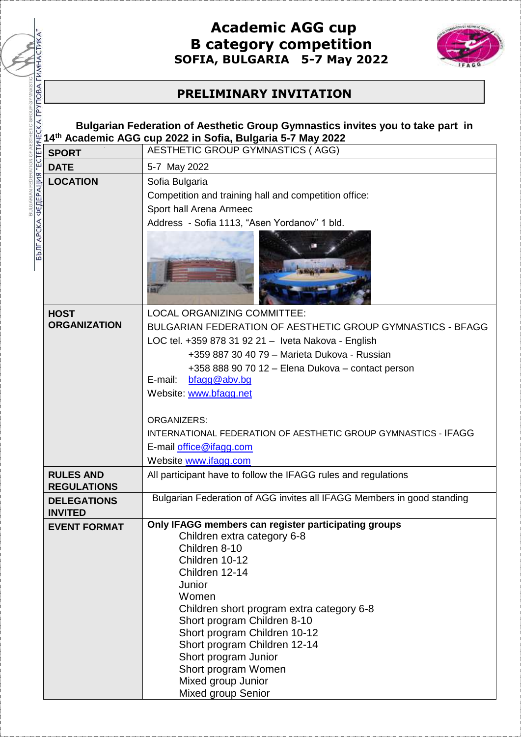# Academic AGG cup
# B category competition
## SOFIA, BULGARIA 5-7 May 2022

## PRELIMINARY INVITATION

**Bulgarian Federation of Aesthetic Group Gymnastics invites you to take part in 14th Academic AGG cup 2022 in Sofia, Bulgaria 5-7 May 2022**

| | |
|---|---|
| **SPORT** | AESTHETIC GROUP GYMNASTICS ( AGG) |
| **DATE** | 5-7 May 2022 |
| **LOCATION** | Sofia Bulgaria<br>Competition and training hall and competition office:<br>Sport hall Arena Armeec<br>Address - Sofia 1113, "Asen Yordanov" 1 bld. |
| **HOST ORGANIZATION** | LOCAL ORGANIZING COMMITTEE:<br>BULGARIAN FEDERATION OF AESTHETIC GROUP GYMNASTICS - BFAGG<br>LOC tel. +359 878 31 92 21 – Iveta Nakova - English<br>+359 887 30 40 79 – Marieta Dukova - Russian<br>+358 888 90 70 12 – Elena Dukova – contact person<br>E-mail: bfagg@abv.bg<br>Website: www.bfagg.net<br><br>ORGANIZERS:<br>INTERNATIONAL FEDERATION OF AESTHETIC GROUP GYMNASTICS - IFAGG<br>E-mail office@ifagg.com<br>Website www.ifagg.com |
| **RULES AND REGULATIONS** | All participant have to follow the IFAGG rules and regulations |
| **DELEGATIONS INVITED** | Bulgarian Federation of AGG invites all IFAGG Members in good standing |
| **EVENT FORMAT** | **Only IFAGG members can register participating groups**<br>Children extra category 6-8<br>Children 8-10<br>Children 10-12<br>Children 12-14<br>Junior<br>Women<br>Children short program extra category 6-8<br>Short program Children 8-10<br>Short program Children 10-12<br>Short program Children 12-14<br>Short program Junior<br>Short program Women<br>Mixed group Junior<br>Mixed group Senior |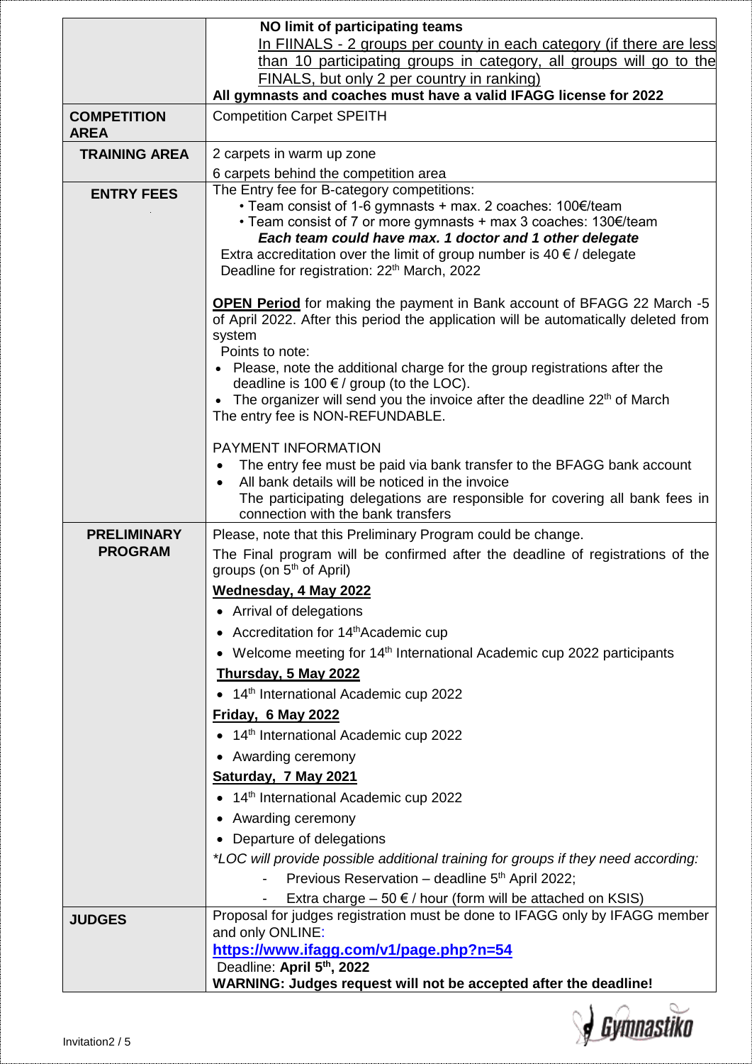| | |
|---|---|
| | **NO limit of participating teams**<br>In FIINALS - 2 groups per county in each category (if there are less than 10 participating groups in category, all groups will go to the FINALS, but only 2 per country in ranking)<br>**All gymnasts and coaches must have a valid IFAGG license for 2022** |
| **COMPETITION AREA** | Competition Carpet SPEITH |
| **TRAINING AREA** | 2 carpets in warm up zone<br>6 carpets behind the competition area |
| **ENTRY FEES** | The Entry fee for B-category competitions:<br>• Team consist of 1-6 gymnasts + max. 2 coaches: 100€/team<br>• Team consist of 7 or more gymnasts + max 3 coaches: 130€/team<br>***Each team could have max. 1 doctor and 1 other delegate***<br>Extra accreditation over the limit of group number is 40 € / delegate<br>Deadline for registration: 22th March, 2022<br><br>**OPEN Period** for making the payment in Bank account of BFAGG 22 March -5 of April 2022. After this period the application will be automatically deleted from system<br>Points to note:<br>• Please, note the additional charge for the group registrations after the deadline is 100 € / group (to the LOC).<br>• The organizer will send you the invoice after the deadline 22th of March<br>The entry fee is NON-REFUNDABLE.<br><br>PAYMENT INFORMATION<br>• The entry fee must be paid via bank transfer to the BFAGG bank account<br>• All bank details will be noticed in the invoice<br>The participating delegations are responsible for covering all bank fees in connection with the bank transfers |
| **PRELIMINARY PROGRAM** | Please, note that this Preliminary Program could be change.<br>The Final program will be confirmed after the deadline of registrations of the groups (on 5th of April)<br>**Wednesday, 4 May 2022**<br>• Arrival of delegations<br>• Accreditation for 14thAcademic cup<br>• Welcome meeting for 14th International Academic cup 2022 participants<br>**Thursday, 5 May 2022**<br>• 14th International Academic cup 2022<br>**Friday, 6 May 2022**<br>• 14th International Academic cup 2022<br>• Awarding ceremony<br>**Saturday, 7 May 2021**<br>• 14th International Academic cup 2022<br>• Awarding ceremony<br>• Departure of delegations<br>*\*LOC will provide possible additional training for groups if they need according:*<br>- *Previous Reservation – deadline 5th April 2022;*<br>- *Extra charge – 50 € / hour (form will be attached on KSIS)* |
| **JUDGES** | Proposal for judges registration must be done to IFAGG only by IFAGG member and only ONLINE:<br>**https://www.ifagg.com/v1/page.php?n=54**<br>Deadline: **April 5th, 2022**<br>**WARNING: Judges request will not be accepted after the deadline!** |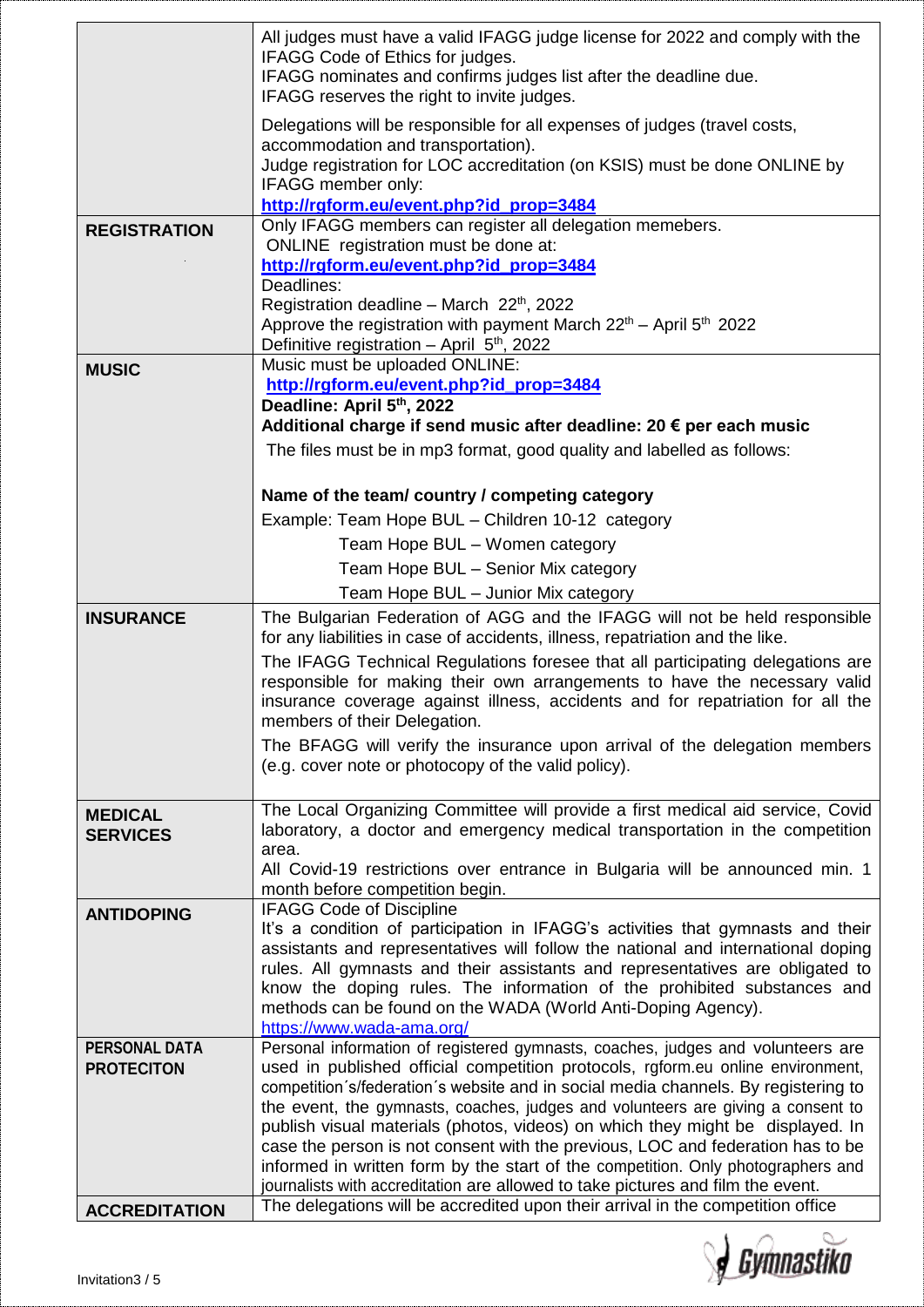| | |
|---|---|
| | All judges must have a valid IFAGG judge license for 2022 and comply with the IFAGG Code of Ethics for judges.<br>IFAGG nominates and confirms judges list after the deadline due.<br>IFAGG reserves the right to invite judges.<br><br>Delegations will be responsible for all expenses of judges (travel costs, accommodation and transportation).<br>Judge registration for LOC accreditation (on KSIS) must be done ONLINE by IFAGG member only:<br>**http://rgform.eu/event.php?id_prop=3484** |
| **REGISTRATION** | Only IFAGG members can register all delegation memebers.<br>ONLINE registration must be done at:<br>**http://rgform.eu/event.php?id_prop=3484**<br>Deadlines:<br>Registration deadline – March 22th, 2022<br>Approve the registration with payment March 22th – April 5th 2022<br>Definitive registration – April 5th, 2022 |
| **MUSIC** | Music must be uploaded ONLINE:<br>**http://rgform.eu/event.php?id_prop=3484**<br>**Deadline: April 5th, 2022**<br>**Additional charge if send music after deadline: 20 € per each music**<br>The files must be in mp3 format, good quality and labelled as follows:<br><br>**Name of the team/ country / competing category**<br>Example: Team Hope BUL – Children 10-12 category<br>Team Hope BUL – Women category<br>Team Hope BUL – Senior Mix category<br>Team Hope BUL – Junior Mix category |
| **INSURANCE** | The Bulgarian Federation of AGG and the IFAGG will not be held responsible for any liabilities in case of accidents, illness, repatriation and the like.<br><br>The IFAGG Technical Regulations foresee that all participating delegations are responsible for making their own arrangements to have the necessary valid insurance coverage against illness, accidents and for repatriation for all the members of their Delegation.<br><br>The BFAGG will verify the insurance upon arrival of the delegation members (e.g. cover note or photocopy of the valid policy). |
| **MEDICAL SERVICES** | The Local Organizing Committee will provide a first medical aid service, Covid laboratory, a doctor and emergency medical transportation in the competition area.<br>All Covid-19 restrictions over entrance in Bulgaria will be announced min. 1 month before competition begin. |
| **ANTIDOPING** | IFAGG Code of Discipline<br>It's a condition of participation in IFAGG's activities that gymnasts and their assistants and representatives will follow the national and international doping rules. All gymnasts and their assistants and representatives are obligated to know the doping rules. The information of the prohibited substances and methods can be found on the WADA (World Anti-Doping Agency).<br>https://www.wada-ama.org/ |
| **PERSONAL DATA PROTECITON** | Personal information of registered gymnasts, coaches, judges and volunteers are used in published official competition protocols, rgform.eu online environment, competition´s/federation´s website and in social media channels. By registering to the event, the gymnasts, coaches, judges and volunteers are giving a consent to publish visual materials (photos, videos) on which they might be displayed. In case the person is not consent with the previous, LOC and federation has to be informed in written form by the start of the competition. Only photographers and journalists with accreditation are allowed to take pictures and film the event. |
| **ACCREDITATION** | The delegations will be accredited upon their arrival in the competition office |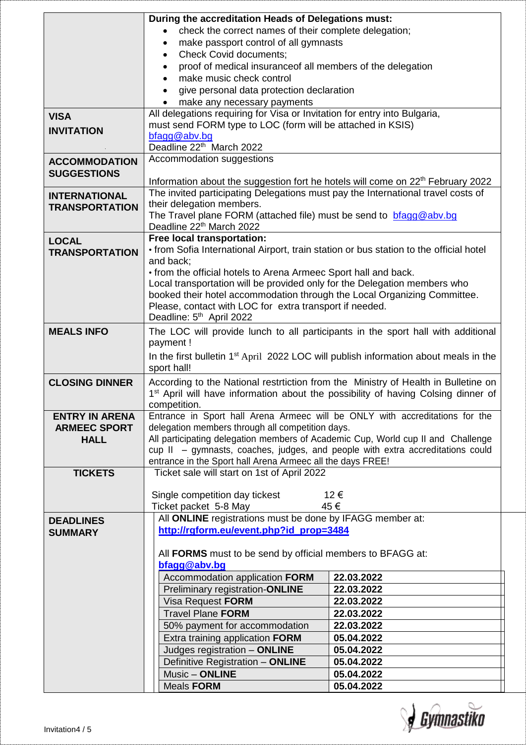| | |
|---|---|
| | **During the accreditation Heads of Delegations must:**<br>• check the correct names of their complete delegation;<br>• make passport control of all gymnasts<br>• Check Covid documents;<br>• proof of medical insuranceof all members of the delegation<br>• make music check control<br>• give personal data protection declaration<br>• make any necessary payments |
| **VISA INVITATION** | All delegations requiring for Visa or Invitation for entry into Bulgaria, must send FORM type to LOC (form will be attached in KSIS)<br>bfagg@abv.bg<br>Deadline 22[th] March 2022 |
| **ACCOMMODATION SUGGESTIONS** | Accommodation suggestions<br><br>Information about the suggestion fort he hotels will come on 22[th] February 2022 |
| **INTERNATIONAL TRANSPORTATION** | The invited participating Delegations must pay the International travel costs of their delegation members.<br>The Travel plane FORM (attached file) must be send to bfagg@abv.bg<br>Deadline 22[th] March 2022 |
| **LOCAL TRANSPORTATION** | **Free local transportation:**<br>• from Sofia International Airport, train station or bus station to the official hotel and back;<br>• from the official hotels to Arena Armeec Sport hall and back.<br>Local transportation will be provided only for the Delegation members who booked their hotel accommodation through the Local Organizing Committee.<br>Please, contact with LOC for extra transport if needed.<br>Deadline: 5[th] April 2022 |
| **MEALS INFO** | The LOC will provide lunch to all participants in the sport hall with additional payment !<br><br>In the first bulletin 1[st] April 2022 LOC will publish information about meals in the sport hall! |
| **CLOSING DINNER** | According to the National restrtiction from the Ministry of Health in Bulletine on 1[st] April will have information about the possibility of having Colsing dinner of competition. |
| **ENTRY IN ARENA ARMEEC SPORT HALL** | Entrance in Sport hall Arena Armeec will be ONLY with accreditations for the delegation members through all competition days.<br>All participating delegation members of Academic Cup, World cup II and Challenge cup II – gymnasts, coaches, judges, and people with extra accreditations could entrance in the Sport hall Arena Armeec all the days FREE! |
| **TICKETS** | Ticket sale will start on 1st of April 2022<br><br>Single competition day tickest 12 €<br>Ticket packet 5-8 May 45 € |
| **DEADLINES SUMMARY** | All **ONLINE** registrations must be done by IFAGG member at:<br>**http://rgform.eu/event.php?id_prop=3484**<br><br>All **FORMS** must to be send by official members to BFAGG at:<br>**bfagg@abv.bg** |

| Item | Deadline |
|---|---|
| Accommodation application **FORM** | **22.03.2022** |
| Preliminary registration-**ONLINE** | **22.03.2022** |
| Visa Request **FORM** | **22.03.2022** |
| Travel Plane **FORM** | **22.03.2022** |
| 50% payment for accommodation | **22.03.2022** |
| Extra training application **FORM** | **05.04.2022** |
| Judges registration – **ONLINE** | **05.04.2022** |
| Definitive Registration – **ONLINE** | **05.04.2022** |
| Music – **ONLINE** | **05.04.2022** |
| Meals **FORM** | **05.04.2022** |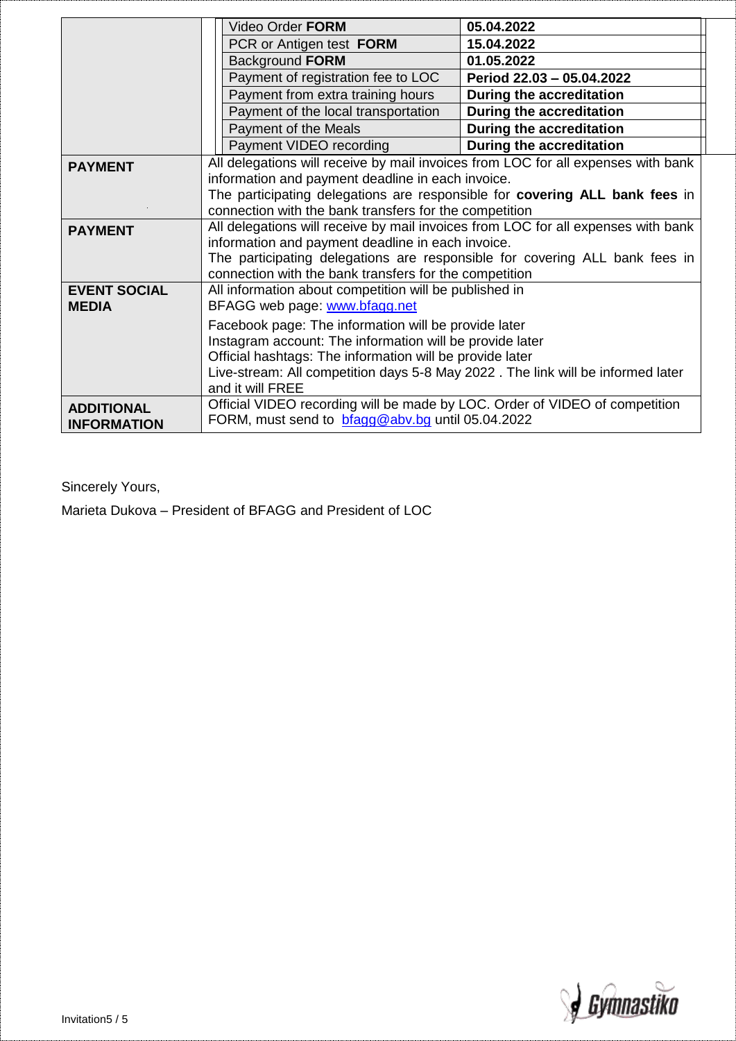| | | |
|---|---|---|
| | Video Order **FORM** | **05.04.2022** |
| | PCR or Antigen test **FORM** | **15.04.2022** |
| | Background **FORM** | **01.05.2022** |
| | Payment of registration fee to LOC | **Period 22.03 – 05.04.2022** |
| | Payment from extra training hours | **During the accreditation** |
| | Payment of the local transportation | **During the accreditation** |
| | Payment of the Meals | **During the accreditation** |
| | Payment VIDEO recording | **During the accreditation** |
| **PAYMENT** | All delegations will receive by mail invoices from LOC for all expenses with bank information and payment deadline in each invoice.<br>The participating delegations are responsible for **covering ALL bank fees** in connection with the bank transfers for the competition | |
| **PAYMENT** | All delegations will receive by mail invoices from LOC for all expenses with bank information and payment deadline in each invoice.<br>The participating delegations are responsible for covering ALL bank fees in connection with the bank transfers for the competition | |
| **EVENT SOCIAL MEDIA** | All information about competition will be published in<br>BFAGG web page: www.bfagg.net<br>Facebook page: The information will be provide later<br>Instagram account: The information will be provide later<br>Official hashtags: The information will be provide later<br>Live-stream: All competition days 5-8 May 2022 . The link will be informed later and it will FREE | |
| **ADDITIONAL INFORMATION** | Official VIDEO recording will be made by LOC. Order of VIDEO of competition FORM, must send to bfagg@abv.bg until 05.04.2022 | |

Sincerely Yours,

Marieta Dukova – President of BFAGG and President of LOC